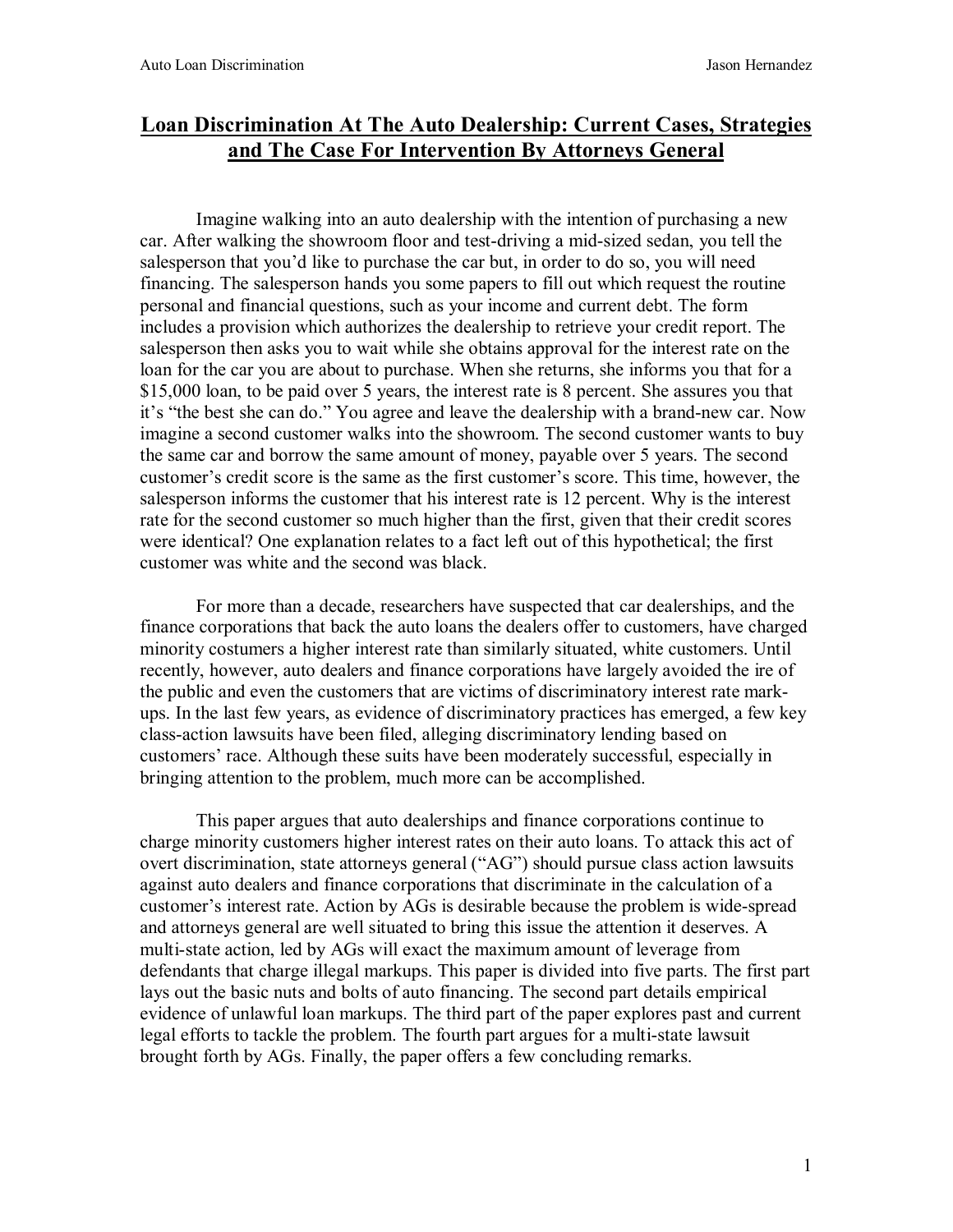# Loan Discrimination At The Auto Dealership: Current Cases, Strategies and The Case For Intervention By Attorneys General

Imagine walking into an auto dealership with the intention of purchasing a new car. After walking the showroom floor and test-driving a mid-sized sedan, you tell the salesperson that you'd like to purchase the car but, in order to do so, you will need financing. The salesperson hands you some papers to fill out which request the routine personal and financial questions, such as your income and current debt. The form includes a provision which authorizes the dealership to retrieve your credit report. The salesperson then asks you to wait while she obtains approval for the interest rate on the loan for the car you are about to purchase. When she returns, she informs you that for a $15,000 loan, to be paid over 5 years, the interest rate is 8 percent. She assures you that it's "the best she can do." You agree and leave the dealership with a brand-new car. Now imagine a second customer walks into the showroom. The second customer wants to buy the same car and borrow the same amount of money, payable over 5 years. The second customer's credit score is the same as the first customer's score. This time, however, the salesperson informs the customer that his interest rate is 12 percent. Why is the interest rate for the second customer so much higher than the first, given that their credit scores were identical? One explanation relates to a fact left out of this hypothetical; the first customer was white and the second was black.

For more than a decade, researchers have suspected that car dealerships, and the finance corporations that back the auto loans the dealers offer to customers, have charged minority costumers a higher interest rate than similarly situated, white customers. Until recently, however, auto dealers and finance corporations have largely avoided the ire of the public and even the customers that are victims of discriminatory interest rate mark-ups. In the last few years, as evidence of discriminatory practices has emerged, a few key class-action lawsuits have been filed, alleging discriminatory lending based on customers' race. Although these suits have been moderately successful, especially in bringing attention to the problem, much more can be accomplished.

This paper argues that auto dealerships and finance corporations continue to charge minority customers higher interest rates on their auto loans. To attack this act of overt discrimination, state attorneys general ("AG") should pursue class action lawsuits against auto dealers and finance corporations that discriminate in the calculation of a customer's interest rate. Action by AGs is desirable because the problem is wide-spread and attorneys general are well situated to bring this issue the attention it deserves. A multi-state action, led by AGs will exact the maximum amount of leverage from defendants that charge illegal markups. This paper is divided into five parts. The first part lays out the basic nuts and bolts of auto financing. The second part details empirical evidence of unlawful loan markups. The third part of the paper explores past and current legal efforts to tackle the problem. The fourth part argues for a multi-state lawsuit brought forth by AGs. Finally, the paper offers a few concluding remarks.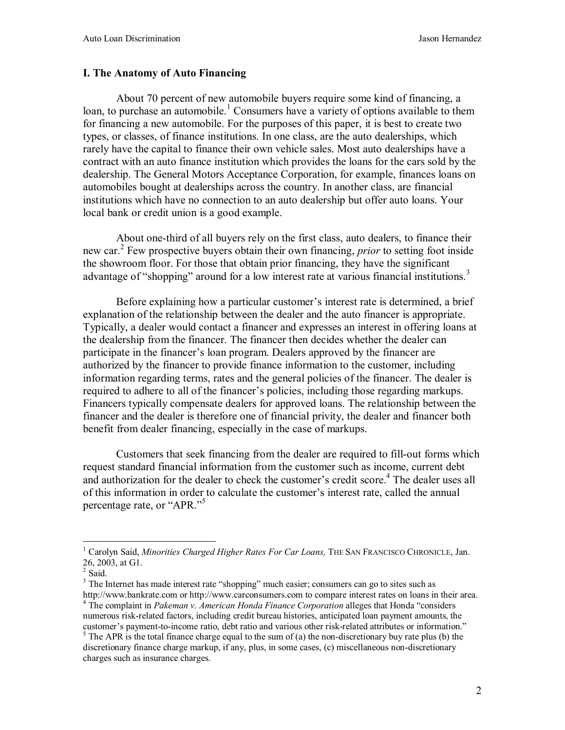## I. The Anatomy of Auto Financing

About 70 percent of new automobile buyers require some kind of financing, a loan, to purchase an automobile.[1] Consumers have a variety of options available to them for financing a new automobile. For the purposes of this paper, it is best to create two types, or classes, of finance institutions. In one class, are the auto dealerships, which rarely have the capital to finance their own vehicle sales. Most auto dealerships have a contract with an auto finance institution which provides the loans for the cars sold by the dealership. The General Motors Acceptance Corporation, for example, finances loans on automobiles bought at dealerships across the country. In another class, are financial institutions which have no connection to an auto dealership but offer auto loans. Your local bank or credit union is a good example.

About one-third of all buyers rely on the first class, auto dealers, to finance their new car.[2] Few prospective buyers obtain their own financing, *prior* to setting foot inside the showroom floor. For those that obtain prior financing, they have the significant advantage of "shopping" around for a low interest rate at various financial institutions.[3]

Before explaining how a particular customer's interest rate is determined, a brief explanation of the relationship between the dealer and the auto financer is appropriate. Typically, a dealer would contact a financer and expresses an interest in offering loans at the dealership from the financer. The financer then decides whether the dealer can participate in the financer's loan program. Dealers approved by the financer are authorized by the financer to provide finance information to the customer, including information regarding terms, rates and the general policies of the financer. The dealer is required to adhere to all of the financer's policies, including those regarding markups. Financers typically compensate dealers for approved loans. The relationship between the financer and the dealer is therefore one of financial privity, the dealer and financer both benefit from dealer financing, especially in the case of markups.

Customers that seek financing from the dealer are required to fill-out forms which request standard financial information from the customer such as income, current debt and authorization for the dealer to check the customer's credit score.[4] The dealer uses all of this information in order to calculate the customer's interest rate, called the annual percentage rate, or "APR."[5]

---

[1] Carolyn Said, *Minorities Charged Higher Rates For Car Loans,* THE SAN FRANCISCO CHRONICLE, Jan. 26, 2003, at G1.

[2] Said.

[3] The Internet has made interest rate "shopping" much easier; consumers can go to sites such as http://www.bankrate.com or http://www.carconsumers.com to compare interest rates on loans in their area.

[4] The complaint in *Pakeman v. American Honda Finance Corporation* alleges that Honda "considers numerous risk-related factors, including credit bureau histories, anticipated loan payment amounts, the customer's payment-to-income ratio, debt ratio and various other risk-related attributes or information."

[5] The APR is the total finance charge equal to the sum of (a) the non-discretionary buy rate plus (b) the discretionary finance charge markup, if any, plus, in some cases, (c) miscellaneous non-discretionary charges such as insurance charges.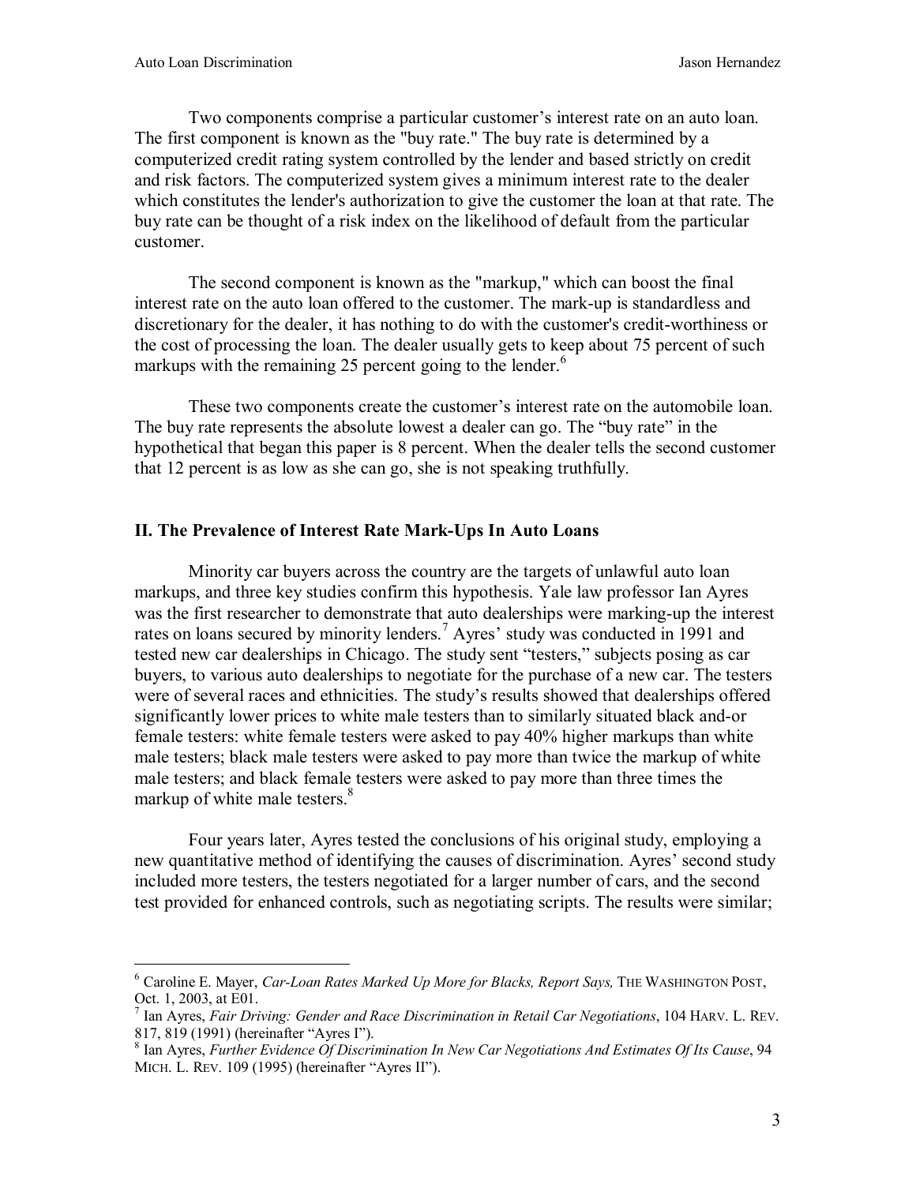Two components comprise a particular customer's interest rate on an auto loan. The first component is known as the "buy rate." The buy rate is determined by a computerized credit rating system controlled by the lender and based strictly on credit and risk factors. The computerized system gives a minimum interest rate to the dealer which constitutes the lender's authorization to give the customer the loan at that rate. The buy rate can be thought of a risk index on the likelihood of default from the particular customer.

The second component is known as the "markup," which can boost the final interest rate on the auto loan offered to the customer. The mark-up is standardless and discretionary for the dealer, it has nothing to do with the customer's credit-worthiness or the cost of processing the loan. The dealer usually gets to keep about 75 percent of such markups with the remaining 25 percent going to the lender.[6]

These two components create the customer's interest rate on the automobile loan. The buy rate represents the absolute lowest a dealer can go. The "buy rate" in the hypothetical that began this paper is 8 percent. When the dealer tells the second customer that 12 percent is as low as she can go, she is not speaking truthfully.

## II. The Prevalence of Interest Rate Mark-Ups In Auto Loans

Minority car buyers across the country are the targets of unlawful auto loan markups, and three key studies confirm this hypothesis. Yale law professor Ian Ayres was the first researcher to demonstrate that auto dealerships were marking-up the interest rates on loans secured by minority lenders.[7] Ayres' study was conducted in 1991 and tested new car dealerships in Chicago. The study sent "testers," subjects posing as car buyers, to various auto dealerships to negotiate for the purchase of a new car. The testers were of several races and ethnicities. The study's results showed that dealerships offered significantly lower prices to white male testers than to similarly situated black and-or female testers: white female testers were asked to pay 40% higher markups than white male testers; black male testers were asked to pay more than twice the markup of white male testers; and black female testers were asked to pay more than three times the markup of white male testers.[8]

Four years later, Ayres tested the conclusions of his original study, employing a new quantitative method of identifying the causes of discrimination. Ayres' second study included more testers, the testers negotiated for a larger number of cars, and the second test provided for enhanced controls, such as negotiating scripts. The results were similar;

---

[6] Caroline E. Mayer, *Car-Loan Rates Marked Up More for Blacks, Report Says,* THE WASHINGTON POST, Oct. 1, 2003, at E01.

[7] Ian Ayres, *Fair Driving: Gender and Race Discrimination in Retail Car Negotiations*, 104 HARV. L. REV. 817, 819 (1991) (hereinafter "Ayres I").

[8] Ian Ayres, *Further Evidence Of Discrimination In New Car Negotiations And Estimates Of Its Cause*, 94 MICH. L. REV. 109 (1995) (hereinafter "Ayres II").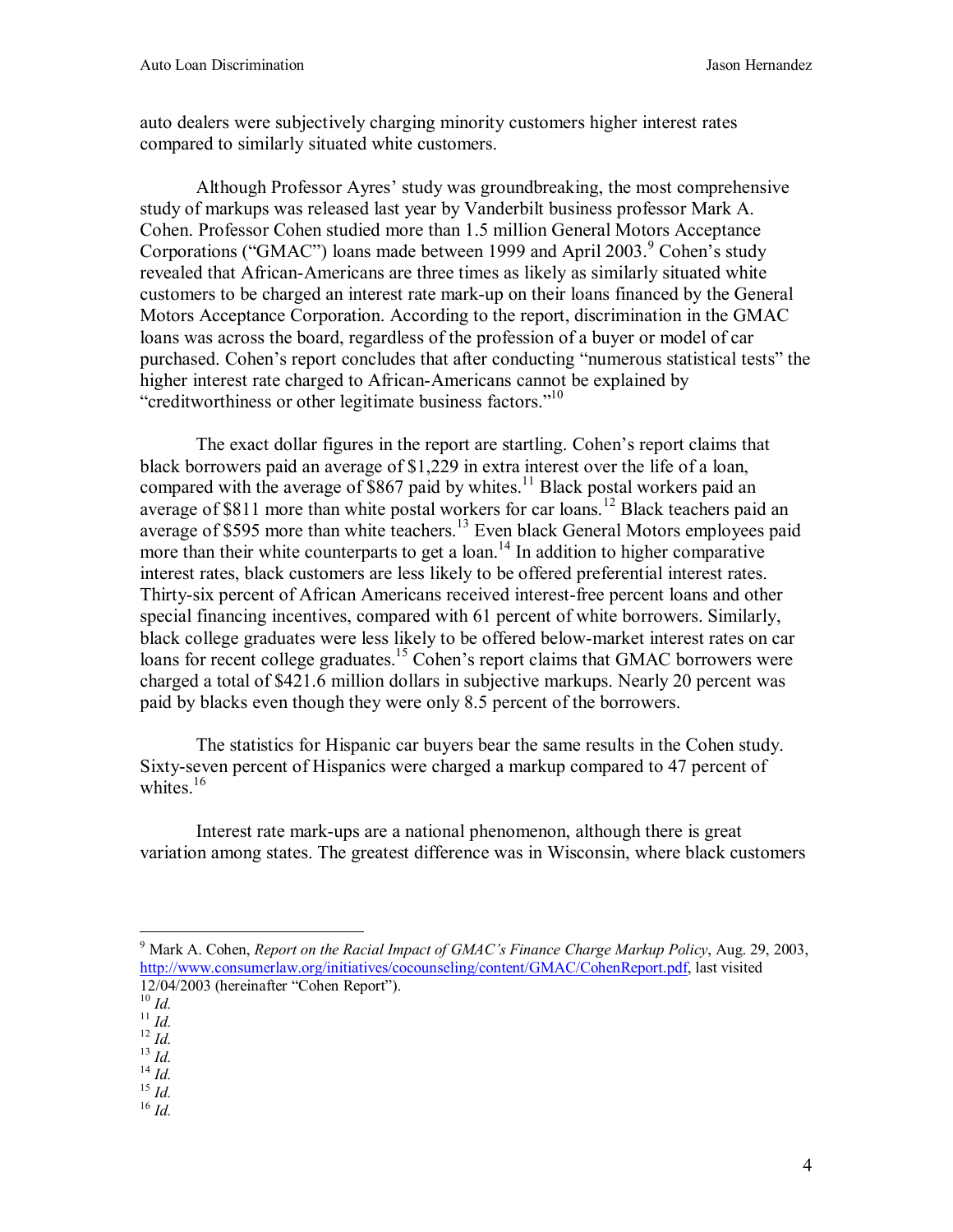auto dealers were subjectively charging minority customers higher interest rates compared to similarly situated white customers.

Although Professor Ayres' study was groundbreaking, the most comprehensive study of markups was released last year by Vanderbilt business professor Mark A. Cohen. Professor Cohen studied more than 1.5 million General Motors Acceptance Corporations ("GMAC") loans made between 1999 and April 2003.[9] Cohen's study revealed that African-Americans are three times as likely as similarly situated white customers to be charged an interest rate mark-up on their loans financed by the General Motors Acceptance Corporation. According to the report, discrimination in the GMAC loans was across the board, regardless of the profession of a buyer or model of car purchased. Cohen's report concludes that after conducting "numerous statistical tests" the higher interest rate charged to African-Americans cannot be explained by "creditworthiness or other legitimate business factors."[10]

The exact dollar figures in the report are startling. Cohen's report claims that black borrowers paid an average of $1,229 in extra interest over the life of a loan, compared with the average of $867 paid by whites.[11] Black postal workers paid an average of $811 more than white postal workers for car loans.[12] Black teachers paid an average of $595 more than white teachers.[13] Even black General Motors employees paid more than their white counterparts to get a loan.[14] In addition to higher comparative interest rates, black customers are less likely to be offered preferential interest rates. Thirty-six percent of African Americans received interest-free percent loans and other special financing incentives, compared with 61 percent of white borrowers. Similarly, black college graduates were less likely to be offered below-market interest rates on car loans for recent college graduates.[15] Cohen's report claims that GMAC borrowers were charged a total of $421.6 million dollars in subjective markups. Nearly 20 percent was paid by blacks even though they were only 8.5 percent of the borrowers.

The statistics for Hispanic car buyers bear the same results in the Cohen study. Sixty-seven percent of Hispanics were charged a markup compared to 47 percent of whites.[16]

Interest rate mark-ups are a national phenomenon, although there is great variation among states. The greatest difference was in Wisconsin, where black customers

---

[9] Mark A. Cohen, *Report on the Racial Impact of GMAC's Finance Charge Markup Policy*, Aug. 29, 2003, http://www.consumerlaw.org/initiatives/cocounseling/content/GMAC/CohenReport.pdf, last visited 12/04/2003 (hereinafter "Cohen Report").

[10] *Id.*

[11] *Id.*

[12] *Id.*

[13] *Id.*

[14] *Id.*

[15] *Id.*

[16] *Id.*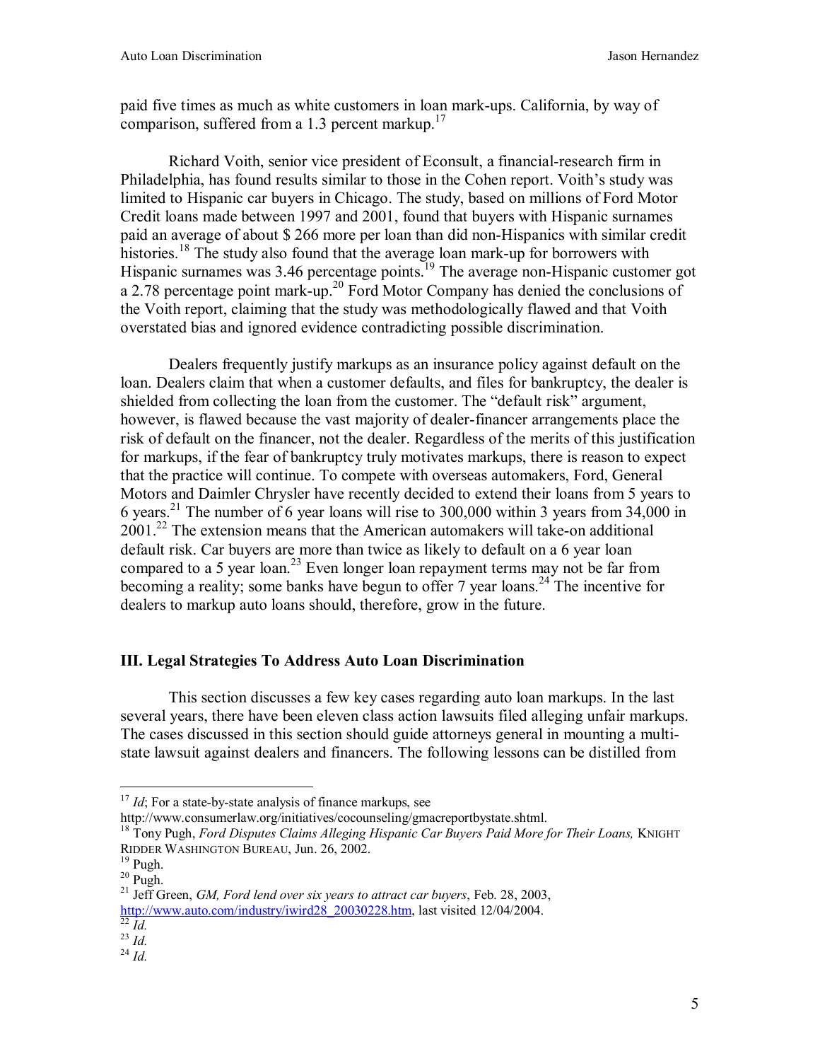paid five times as much as white customers in loan mark-ups. California, by way of comparison, suffered from a 1.3 percent markup.[17]

Richard Voith, senior vice president of Econsult, a financial-research firm in Philadelphia, has found results similar to those in the Cohen report. Voith's study was limited to Hispanic car buyers in Chicago. The study, based on millions of Ford Motor Credit loans made between 1997 and 2001, found that buyers with Hispanic surnames paid an average of about $ 266 more per loan than did non-Hispanics with similar credit histories.[18] The study also found that the average loan mark-up for borrowers with Hispanic surnames was 3.46 percentage points.[19] The average non-Hispanic customer got a 2.78 percentage point mark-up.[20] Ford Motor Company has denied the conclusions of the Voith report, claiming that the study was methodologically flawed and that Voith overstated bias and ignored evidence contradicting possible discrimination.

Dealers frequently justify markups as an insurance policy against default on the loan. Dealers claim that when a customer defaults, and files for bankruptcy, the dealer is shielded from collecting the loan from the customer. The "default risk" argument, however, is flawed because the vast majority of dealer-financer arrangements place the risk of default on the financer, not the dealer. Regardless of the merits of this justification for markups, if the fear of bankruptcy truly motivates markups, there is reason to expect that the practice will continue. To compete with overseas automakers, Ford, General Motors and Daimler Chrysler have recently decided to extend their loans from 5 years to 6 years.[21] The number of 6 year loans will rise to 300,000 within 3 years from 34,000 in 2001.[22] The extension means that the American automakers will take-on additional default risk. Car buyers are more than twice as likely to default on a 6 year loan compared to a 5 year loan.[23] Even longer loan repayment terms may not be far from becoming a reality; some banks have begun to offer 7 year loans.[24] The incentive for dealers to markup auto loans should, therefore, grow in the future.

## III. Legal Strategies To Address Auto Loan Discrimination

This section discusses a few key cases regarding auto loan markups. In the last several years, there have been eleven class action lawsuits filed alleging unfair markups. The cases discussed in this section should guide attorneys general in mounting a multi-state lawsuit against dealers and financers. The following lessons can be distilled from

---

[17] *Id*; For a state-by-state analysis of finance markups, see http://www.consumerlaw.org/initiatives/cocounseling/gmcreportbystate.shtml.

[18] Tony Pugh, *Ford Disputes Claims Alleging Hispanic Car Buyers Paid More for Their Loans,* KNIGHT RIDDER WASHINGTON BUREAU, Jun. 26, 2002.

[19] Pugh.

[20] Pugh.

[21] Jeff Green, *GM, Ford lend over six years to attract car buyers*, Feb. 28, 2003, http://www.auto.com/industry/iwird28_20030228.htm, last visited 12/04/2004.

[22] *Id.*

[23] *Id.*

[24] *Id.*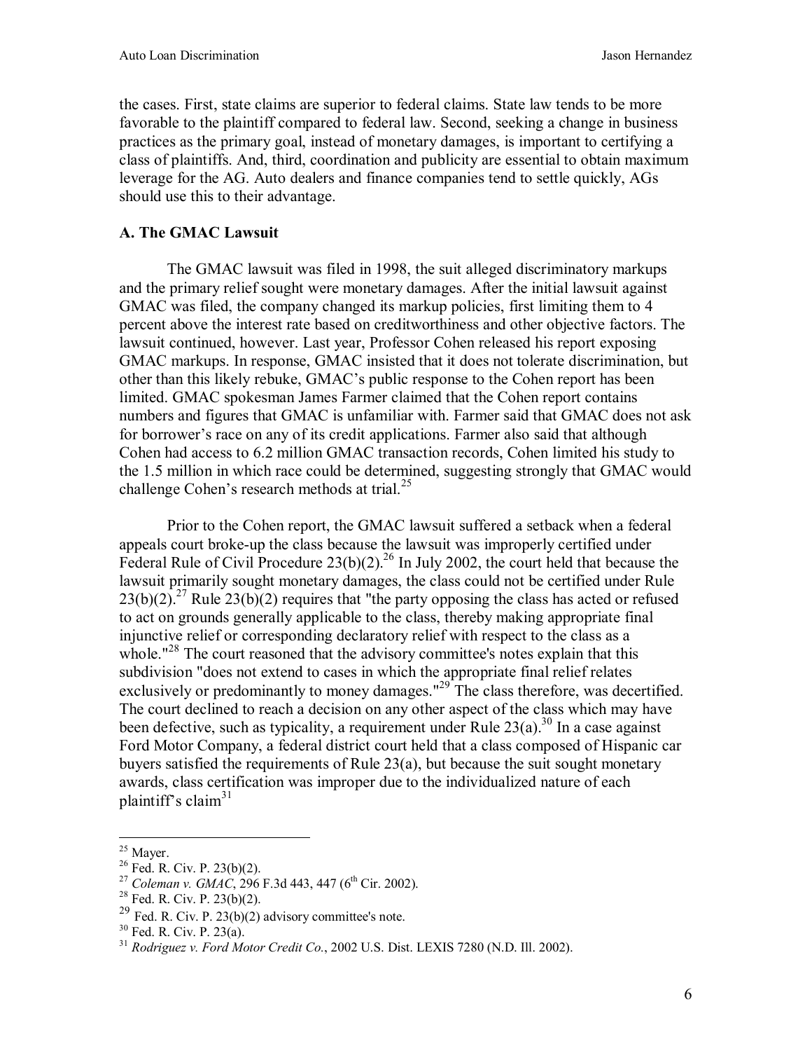the cases. First, state claims are superior to federal claims. State law tends to be more favorable to the plaintiff compared to federal law. Second, seeking a change in business practices as the primary goal, instead of monetary damages, is important to certifying a class of plaintiffs. And, third, coordination and publicity are essential to obtain maximum leverage for the AG. Auto dealers and finance companies tend to settle quickly, AGs should use this to their advantage.

### A. The GMAC Lawsuit

The GMAC lawsuit was filed in 1998, the suit alleged discriminatory markups and the primary relief sought were monetary damages. After the initial lawsuit against GMAC was filed, the company changed its markup policies, first limiting them to 4 percent above the interest rate based on creditworthiness and other objective factors. The lawsuit continued, however. Last year, Professor Cohen released his report exposing GMAC markups. In response, GMAC insisted that it does not tolerate discrimination, but other than this likely rebuke, GMAC's public response to the Cohen report has been limited. GMAC spokesman James Farmer claimed that the Cohen report contains numbers and figures that GMAC is unfamiliar with. Farmer said that GMAC does not ask for borrower's race on any of its credit applications. Farmer also said that although Cohen had access to 6.2 million GMAC transaction records, Cohen limited his study to the 1.5 million in which race could be determined, suggesting strongly that GMAC would challenge Cohen's research methods at trial.[25]

Prior to the Cohen report, the GMAC lawsuit suffered a setback when a federal appeals court broke-up the class because the lawsuit was improperly certified under Federal Rule of Civil Procedure 23(b)(2).[26] In July 2002, the court held that because the lawsuit primarily sought monetary damages, the class could not be certified under Rule 23(b)(2).[27] Rule 23(b)(2) requires that "the party opposing the class has acted or refused to act on grounds generally applicable to the class, thereby making appropriate final injunctive relief or corresponding declaratory relief with respect to the class as a whole."[28] The court reasoned that the advisory committee's notes explain that this subdivision "does not extend to cases in which the appropriate final relief relates exclusively or predominantly to money damages."[29] The class therefore, was decertified. The court declined to reach a decision on any other aspect of the class which may have been defective, such as typicality, a requirement under Rule 23(a).[30] In a case against Ford Motor Company, a federal district court held that a class composed of Hispanic car buyers satisfied the requirements of Rule 23(a), but because the suit sought monetary awards, class certification was improper due to the individualized nature of each plaintiff's claim[31]

---

[25] Mayer.

[26] Fed. R. Civ. P. 23(b)(2).

[27] *Coleman v. GMAC*, 296 F.3d 443, 447 (6th Cir. 2002).

[28] Fed. R. Civ. P. 23(b)(2).

[29] Fed. R. Civ. P. 23(b)(2) advisory committee's note.

[30] Fed. R. Civ. P. 23(a).

[31] *Rodriguez v. Ford Motor Credit Co.*, 2002 U.S. Dist. LEXIS 7280 (N.D. Ill. 2002).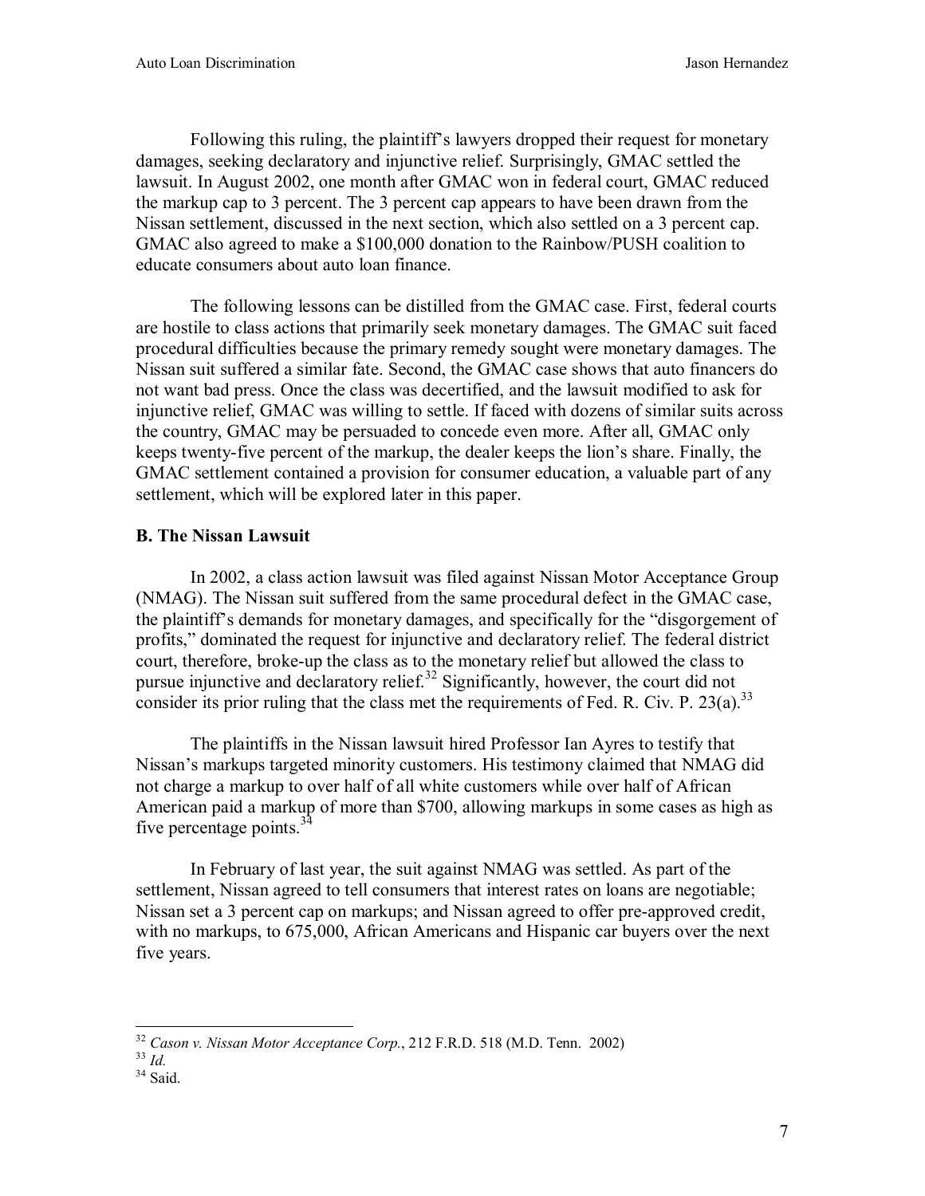Following this ruling, the plaintiff's lawyers dropped their request for monetary damages, seeking declaratory and injunctive relief. Surprisingly, GMAC settled the lawsuit. In August 2002, one month after GMAC won in federal court, GMAC reduced the markup cap to 3 percent. The 3 percent cap appears to have been drawn from the Nissan settlement, discussed in the next section, which also settled on a 3 percent cap. GMAC also agreed to make a $100,000 donation to the Rainbow/PUSH coalition to educate consumers about auto loan finance.

The following lessons can be distilled from the GMAC case. First, federal courts are hostile to class actions that primarily seek monetary damages. The GMAC suit faced procedural difficulties because the primary remedy sought were monetary damages. The Nissan suit suffered a similar fate. Second, the GMAC case shows that auto financers do not want bad press. Once the class was decertified, and the lawsuit modified to ask for injunctive relief, GMAC was willing to settle. If faced with dozens of similar suits across the country, GMAC may be persuaded to concede even more. After all, GMAC only keeps twenty-five percent of the markup, the dealer keeps the lion's share. Finally, the GMAC settlement contained a provision for consumer education, a valuable part of any settlement, which will be explored later in this paper.

**B. The Nissan Lawsuit**

In 2002, a class action lawsuit was filed against Nissan Motor Acceptance Group (NMAG). The Nissan suit suffered from the same procedural defect in the GMAC case, the plaintiff's demands for monetary damages, and specifically for the "disgorgement of profits," dominated the request for injunctive and declaratory relief. The federal district court, therefore, broke-up the class as to the monetary relief but allowed the class to pursue injunctive and declaratory relief.[32] Significantly, however, the court did not consider its prior ruling that the class met the requirements of Fed. R. Civ. P. 23(a).[33]

The plaintiffs in the Nissan lawsuit hired Professor Ian Ayres to testify that Nissan's markups targeted minority customers. His testimony claimed that NMAG did not charge a markup to over half of all white customers while over half of African American paid a markup of more than $700, allowing markups in some cases as high as five percentage points.[34]

In February of last year, the suit against NMAG was settled. As part of the settlement, Nissan agreed to tell consumers that interest rates on loans are negotiable; Nissan set a 3 percent cap on markups; and Nissan agreed to offer pre-approved credit, with no markups, to 675,000, African Americans and Hispanic car buyers over the next five years.

---

[32] *Cason v. Nissan Motor Acceptance Corp.*, 212 F.R.D. 518 (M.D. Tenn. 2002)

[33] *Id.*

[34] Said.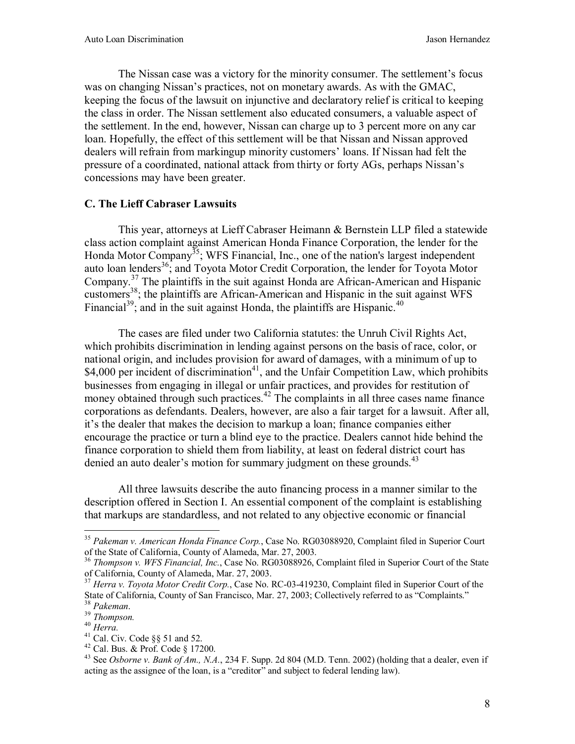The Nissan case was a victory for the minority consumer. The settlement's focus was on changing Nissan's practices, not on monetary awards. As with the GMAC, keeping the focus of the lawsuit on injunctive and declaratory relief is critical to keeping the class in order. The Nissan settlement also educated consumers, a valuable aspect of the settlement. In the end, however, Nissan can charge up to 3 percent more on any car loan. Hopefully, the effect of this settlement will be that Nissan and Nissan approved dealers will refrain from markingup minority customers' loans. If Nissan had felt the pressure of a coordinated, national attack from thirty or forty AGs, perhaps Nissan's concessions may have been greater.

### C. The Lieff Cabraser Lawsuits

This year, attorneys at Lieff Cabraser Heimann & Bernstein LLP filed a statewide class action complaint against American Honda Finance Corporation, the lender for the Honda Motor Company[35]; WFS Financial, Inc., one of the nation's largest independent auto loan lenders[36]; and Toyota Motor Credit Corporation, the lender for Toyota Motor Company.[37] The plaintiffs in the suit against Honda are African-American and Hispanic customers[38]; the plaintiffs are African-American and Hispanic in the suit against WFS Financial[39]; and in the suit against Honda, the plaintiffs are Hispanic.[40]

The cases are filed under two California statutes: the Unruh Civil Rights Act, which prohibits discrimination in lending against persons on the basis of race, color, or national origin, and includes provision for award of damages, with a minimum of up to $4,000 per incident of discrimination[41], and the Unfair Competition Law, which prohibits businesses from engaging in illegal or unfair practices, and provides for restitution of money obtained through such practices.[42] The complaints in all three cases name finance corporations as defendants. Dealers, however, are also a fair target for a lawsuit. After all, it's the dealer that makes the decision to markup a loan; finance companies either encourage the practice or turn a blind eye to the practice. Dealers cannot hide behind the finance corporation to shield them from liability, at least on federal district court has denied an auto dealer's motion for summary judgment on these grounds.[43]

All three lawsuits describe the auto financing process in a manner similar to the description offered in Section I. An essential component of the complaint is establishing that markups are standardless, and not related to any objective economic or financial

---

[35] *Pakeman v. American Honda Finance Corp.*, Case No. RG03088920, Complaint filed in Superior Court of the State of California, County of Alameda, Mar. 27, 2003.

[36] *Thompson v. WFS Financial, Inc.*, Case No. RG03088926, Complaint filed in Superior Court of the State of California, County of Alameda, Mar. 27, 2003.

[37] *Herra v. Toyota Motor Credit Corp.*, Case No. RC-03-419230, Complaint filed in Superior Court of the State of California, County of San Francisco, Mar. 27, 2003; Collectively referred to as "Complaints."

[38] *Pakeman*.

[39] *Thompson.*

[40] *Herra.*

[41] Cal. Civ. Code §§ 51 and 52.

[42] Cal. Bus. & Prof. Code § 17200.

[43] See *Osborne v. Bank of Am., N.A.*, 234 F. Supp. 2d 804 (M.D. Tenn. 2002) (holding that a dealer, even if acting as the assignee of the loan, is a "creditor" and subject to federal lending law).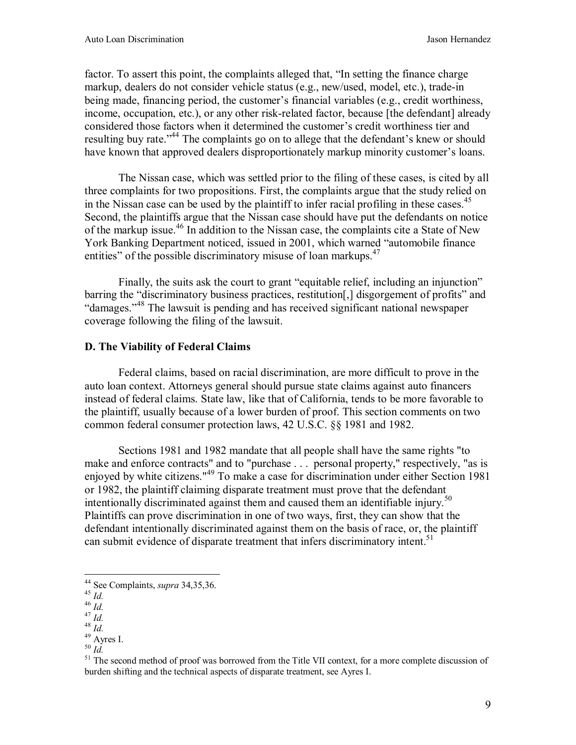factor. To assert this point, the complaints alleged that, "In setting the finance charge markup, dealers do not consider vehicle status (e.g., new/used, model, etc.), trade-in being made, financing period, the customer's financial variables (e.g., credit worthiness, income, occupation, etc.), or any other risk-related factor, because [the defendant] already considered those factors when it determined the customer's credit worthiness tier and resulting buy rate."[44] The complaints go on to allege that the defendant's knew or should have known that approved dealers disproportionately markup minority customer's loans.

The Nissan case, which was settled prior to the filing of these cases, is cited by all three complaints for two propositions. First, the complaints argue that the study relied on in the Nissan case can be used by the plaintiff to infer racial profiling in these cases.[45] Second, the plaintiffs argue that the Nissan case should have put the defendants on notice of the markup issue.[46] In addition to the Nissan case, the complaints cite a State of New York Banking Department noticed, issued in 2001, which warned "automobile finance entities" of the possible discriminatory misuse of loan markups.[47]

Finally, the suits ask the court to grant "equitable relief, including an injunction" barring the "discriminatory business practices, restitution[,] disgorgement of profits" and "damages."[48] The lawsuit is pending and has received significant national newspaper coverage following the filing of the lawsuit.

### D. The Viability of Federal Claims

Federal claims, based on racial discrimination, are more difficult to prove in the auto loan context. Attorneys general should pursue state claims against auto financers instead of federal claims. State law, like that of California, tends to be more favorable to the plaintiff, usually because of a lower burden of proof. This section comments on two common federal consumer protection laws, 42 U.S.C. §§ 1981 and 1982.

Sections 1981 and 1982 mandate that all people shall have the same rights "to make and enforce contracts" and to "purchase . . . personal property," respectively, "as is enjoyed by white citizens."[49] To make a case for discrimination under either Section 1981 or 1982, the plaintiff claiming disparate treatment must prove that the defendant intentionally discriminated against them and caused them an identifiable injury.[50] Plaintiffs can prove discrimination in one of two ways, first, they can show that the defendant intentionally discriminated against them on the basis of race, or, the plaintiff can submit evidence of disparate treatment that infers discriminatory intent.[51]

---

[44] See Complaints, *supra* 34,35,36.

[45] *Id.*

[46] *Id.*

[47] *Id.*

[48] *Id.*

[49] Ayres I.

[50] *Id.*

[51] The second method of proof was borrowed from the Title VII context, for a more complete discussion of burden shifting and the technical aspects of disparate treatment, see Ayres I.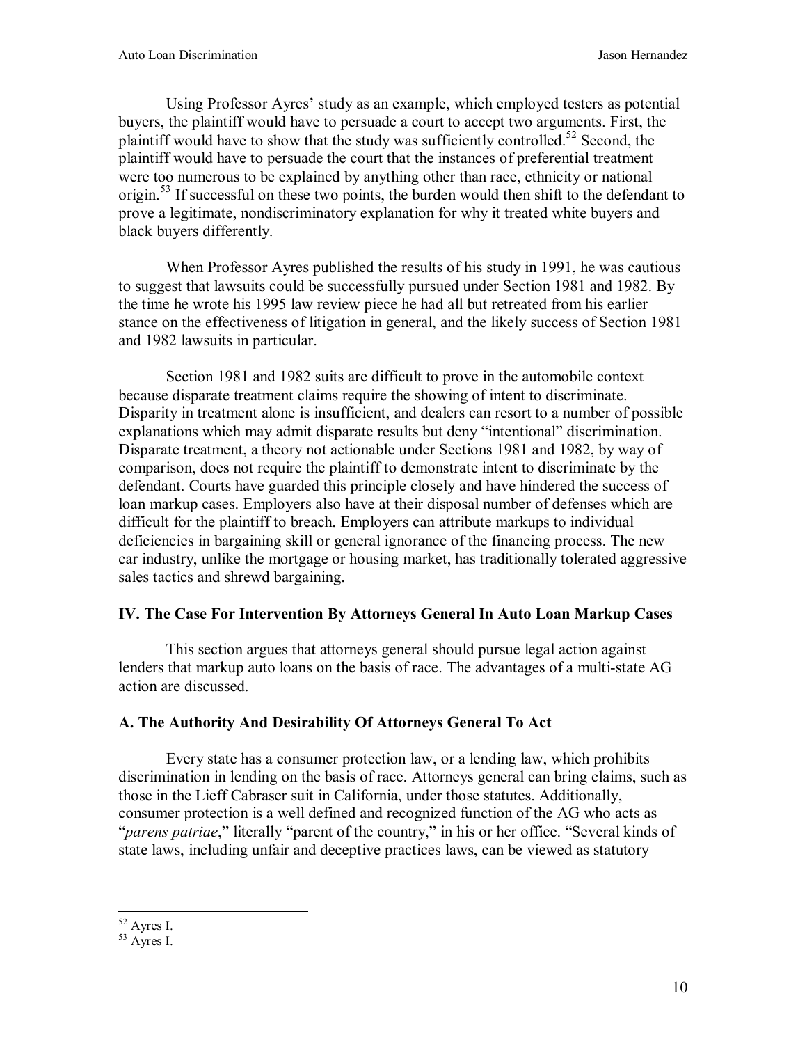Using Professor Ayres' study as an example, which employed testers as potential buyers, the plaintiff would have to persuade a court to accept two arguments. First, the plaintiff would have to show that the study was sufficiently controlled.[52] Second, the plaintiff would have to persuade the court that the instances of preferential treatment were too numerous to be explained by anything other than race, ethnicity or national origin.[53] If successful on these two points, the burden would then shift to the defendant to prove a legitimate, nondiscriminatory explanation for why it treated white buyers and black buyers differently.

When Professor Ayres published the results of his study in 1991, he was cautious to suggest that lawsuits could be successfully pursued under Section 1981 and 1982. By the time he wrote his 1995 law review piece he had all but retreated from his earlier stance on the effectiveness of litigation in general, and the likely success of Section 1981 and 1982 lawsuits in particular.

Section 1981 and 1982 suits are difficult to prove in the automobile context because disparate treatment claims require the showing of intent to discriminate. Disparity in treatment alone is insufficient, and dealers can resort to a number of possible explanations which may admit disparate results but deny "intentional" discrimination. Disparate treatment, a theory not actionable under Sections 1981 and 1982, by way of comparison, does not require the plaintiff to demonstrate intent to discriminate by the defendant. Courts have guarded this principle closely and have hindered the success of loan markup cases. Employers also have at their disposal number of defenses which are difficult for the plaintiff to breach. Employers can attribute markups to individual deficiencies in bargaining skill or general ignorance of the financing process. The new car industry, unlike the mortgage or housing market, has traditionally tolerated aggressive sales tactics and shrewd bargaining.

## IV. The Case For Intervention By Attorneys General In Auto Loan Markup Cases

This section argues that attorneys general should pursue legal action against lenders that markup auto loans on the basis of race. The advantages of a multi-state AG action are discussed.

### A. The Authority And Desirability Of Attorneys General To Act

Every state has a consumer protection law, or a lending law, which prohibits discrimination in lending on the basis of race. Attorneys general can bring claims, such as those in the Lieff Cabraser suit in California, under those statutes. Additionally, consumer protection is a well defined and recognized function of the AG who acts as "*parens patriae*," literally "parent of the country," in his or her office. "Several kinds of state laws, including unfair and deceptive practices laws, can be viewed as statutory

---

[52] Ayres I.

[53] Ayres I.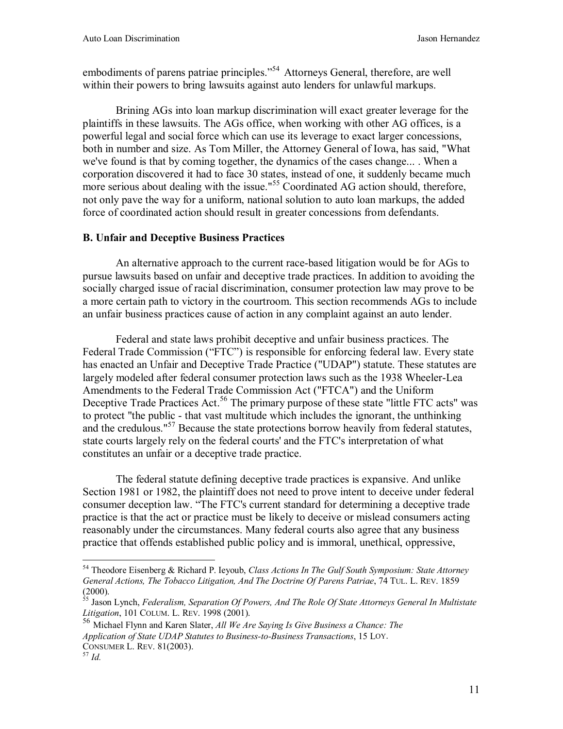embodiments of parens patriae principles."[54] Attorneys General, therefore, are well within their powers to bring lawsuits against auto lenders for unlawful markups.

Brining AGs into loan markup discrimination will exact greater leverage for the plaintiffs in these lawsuits. The AGs office, when working with other AG offices, is a powerful legal and social force which can use its leverage to exact larger concessions, both in number and size. As Tom Miller, the Attorney General of Iowa, has said, "What we've found is that by coming together, the dynamics of the cases change... . When a corporation discovered it had to face 30 states, instead of one, it suddenly became much more serious about dealing with the issue."[55] Coordinated AG action should, therefore, not only pave the way for a uniform, national solution to auto loan markups, the added force of coordinated action should result in greater concessions from defendants.

**B. Unfair and Deceptive Business Practices**

An alternative approach to the current race-based litigation would be for AGs to pursue lawsuits based on unfair and deceptive trade practices. In addition to avoiding the socially charged issue of racial discrimination, consumer protection law may prove to be a more certain path to victory in the courtroom. This section recommends AGs to include an unfair business practices cause of action in any complaint against an auto lender.

Federal and state laws prohibit deceptive and unfair business practices. The Federal Trade Commission ("FTC") is responsible for enforcing federal law. Every state has enacted an Unfair and Deceptive Trade Practice ("UDAP") statute. These statutes are largely modeled after federal consumer protection laws such as the 1938 Wheeler-Lea Amendments to the Federal Trade Commission Act ("FTCA") and the Uniform Deceptive Trade Practices Act.[56] The primary purpose of these state "little FTC acts" was to protect "the public - that vast multitude which includes the ignorant, the unthinking and the credulous."[57] Because the state protections borrow heavily from federal statutes, state courts largely rely on the federal courts' and the FTC's interpretation of what constitutes an unfair or a deceptive trade practice.

The federal statute defining deceptive trade practices is expansive. And unlike Section 1981 or 1982, the plaintiff does not need to prove intent to deceive under federal consumer deception law. "The FTC's current standard for determining a deceptive trade practice is that the act or practice must be likely to deceive or mislead consumers acting reasonably under the circumstances. Many federal courts also agree that any business practice that offends established public policy and is immoral, unethical, oppressive,

---

[54] Theodore Eisenberg & Richard P. Ieyoub, *Class Actions In The Gulf South Symposium: State Attorney General Actions, The Tobacco Litigation, And The Doctrine Of Parens Patriae*, 74 TUL. L. REV. 1859 (2000).

[55] Jason Lynch, *Federalism, Separation Of Powers, And The Role Of State Attorneys General In Multistate Litigation*, 101 COLUM. L. REV. 1998 (2001).

[56] Michael Flynn and Karen Slater, *All We Are Saying Is Give Business a Chance: The Application of State UDAP Statutes to Business-to-Business Transactions*, 15 LOY. CONSUMER L. REV. 81(2003).

[57] *Id.*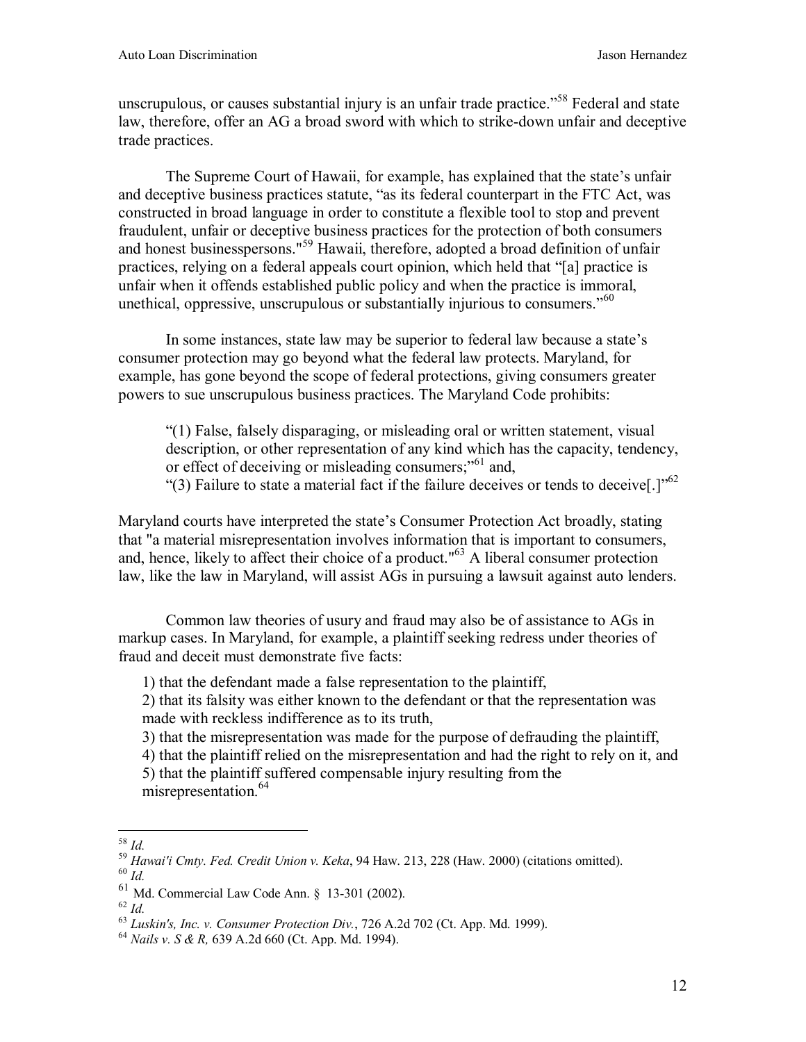unscrupulous, or causes substantial injury is an unfair trade practice."[58] Federal and state law, therefore, offer an AG a broad sword with which to strike-down unfair and deceptive trade practices.

The Supreme Court of Hawaii, for example, has explained that the state's unfair and deceptive business practices statute, "as its federal counterpart in the FTC Act, was constructed in broad language in order to constitute a flexible tool to stop and prevent fraudulent, unfair or deceptive business practices for the protection of both consumers and honest businesspersons."[59] Hawaii, therefore, adopted a broad definition of unfair practices, relying on a federal appeals court opinion, which held that "[a] practice is unfair when it offends established public policy and when the practice is immoral, unethical, oppressive, unscrupulous or substantially injurious to consumers."[60]

In some instances, state law may be superior to federal law because a state's consumer protection may go beyond what the federal law protects. Maryland, for example, has gone beyond the scope of federal protections, giving consumers greater powers to sue unscrupulous business practices. The Maryland Code prohibits:

> "(1) False, falsely disparaging, or misleading oral or written statement, visual description, or other representation of any kind which has the capacity, tendency, or effect of deceiving or misleading consumers;"[61] and,
> "(3) Failure to state a material fact if the failure deceives or tends to deceive[.]"[62]

Maryland courts have interpreted the state's Consumer Protection Act broadly, stating that "a material misrepresentation involves information that is important to consumers, and, hence, likely to affect their choice of a product."[63] A liberal consumer protection law, like the law in Maryland, will assist AGs in pursuing a lawsuit against auto lenders.

Common law theories of usury and fraud may also be of assistance to AGs in markup cases. In Maryland, for example, a plaintiff seeking redress under theories of fraud and deceit must demonstrate five facts:

1) that the defendant made a false representation to the plaintiff,
2) that its falsity was either known to the defendant or that the representation was made with reckless indifference as to its truth,
3) that the misrepresentation was made for the purpose of defrauding the plaintiff,
4) that the plaintiff relied on the misrepresentation and had the right to rely on it, and
5) that the plaintiff suffered compensable injury resulting from the misrepresentation.[64]

---

[58] *Id.*
[59] *Hawai'i Cmty. Fed. Credit Union v. Keka*, 94 Haw. 213, 228 (Haw. 2000) (citations omitted).
[60] *Id.*
[61] Md. Commercial Law Code Ann. § 13-301 (2002).
[62] *Id.*
[63] *Luskin's, Inc. v. Consumer Protection Div.*, 726 A.2d 702 (Ct. App. Md. 1999).
[64] *Nails v. S & R,* 639 A.2d 660 (Ct. App. Md. 1994).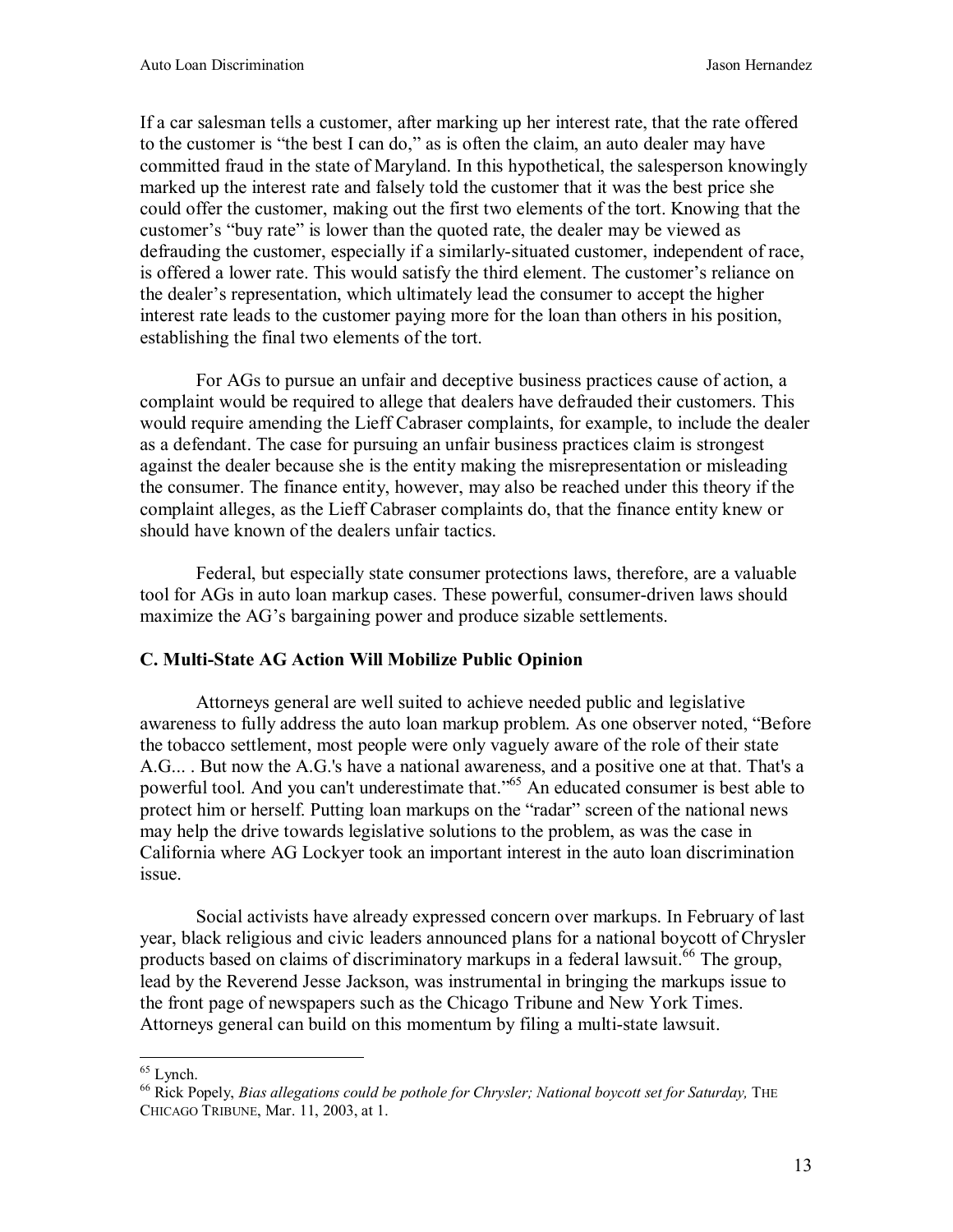If a car salesman tells a customer, after marking up her interest rate, that the rate offered to the customer is "the best I can do," as is often the claim, an auto dealer may have committed fraud in the state of Maryland. In this hypothetical, the salesperson knowingly marked up the interest rate and falsely told the customer that it was the best price she could offer the customer, making out the first two elements of the tort. Knowing that the customer's "buy rate" is lower than the quoted rate, the dealer may be viewed as defrauding the customer, especially if a similarly-situated customer, independent of race, is offered a lower rate. This would satisfy the third element. The customer's reliance on the dealer's representation, which ultimately lead the consumer to accept the higher interest rate leads to the customer paying more for the loan than others in his position, establishing the final two elements of the tort.

For AGs to pursue an unfair and deceptive business practices cause of action, a complaint would be required to allege that dealers have defrauded their customers. This would require amending the Lieff Cabraser complaints, for example, to include the dealer as a defendant. The case for pursuing an unfair business practices claim is strongest against the dealer because she is the entity making the misrepresentation or misleading the consumer. The finance entity, however, may also be reached under this theory if the complaint alleges, as the Lieff Cabraser complaints do, that the finance entity knew or should have known of the dealers unfair tactics.

Federal, but especially state consumer protections laws, therefore, are a valuable tool for AGs in auto loan markup cases. These powerful, consumer-driven laws should maximize the AG's bargaining power and produce sizable settlements.

### C. Multi-State AG Action Will Mobilize Public Opinion

Attorneys general are well suited to achieve needed public and legislative awareness to fully address the auto loan markup problem. As one observer noted, "Before the tobacco settlement, most people were only vaguely aware of the role of their state A.G... . But now the A.G.'s have a national awareness, and a positive one at that. That's a powerful tool. And you can't underestimate that."[65] An educated consumer is best able to protect him or herself. Putting loan markups on the "radar" screen of the national news may help the drive towards legislative solutions to the problem, as was the case in California where AG Lockyer took an important interest in the auto loan discrimination issue.

Social activists have already expressed concern over markups. In February of last year, black religious and civic leaders announced plans for a national boycott of Chrysler products based on claims of discriminatory markups in a federal lawsuit.[66] The group, lead by the Reverend Jesse Jackson, was instrumental in bringing the markups issue to the front page of newspapers such as the Chicago Tribune and New York Times. Attorneys general can build on this momentum by filing a multi-state lawsuit.

---

[65] Lynch.

[66] Rick Popely, *Bias allegations could be pothole for Chrysler; National boycott set for Saturday,* THE CHICAGO TRIBUNE, Mar. 11, 2003, at 1.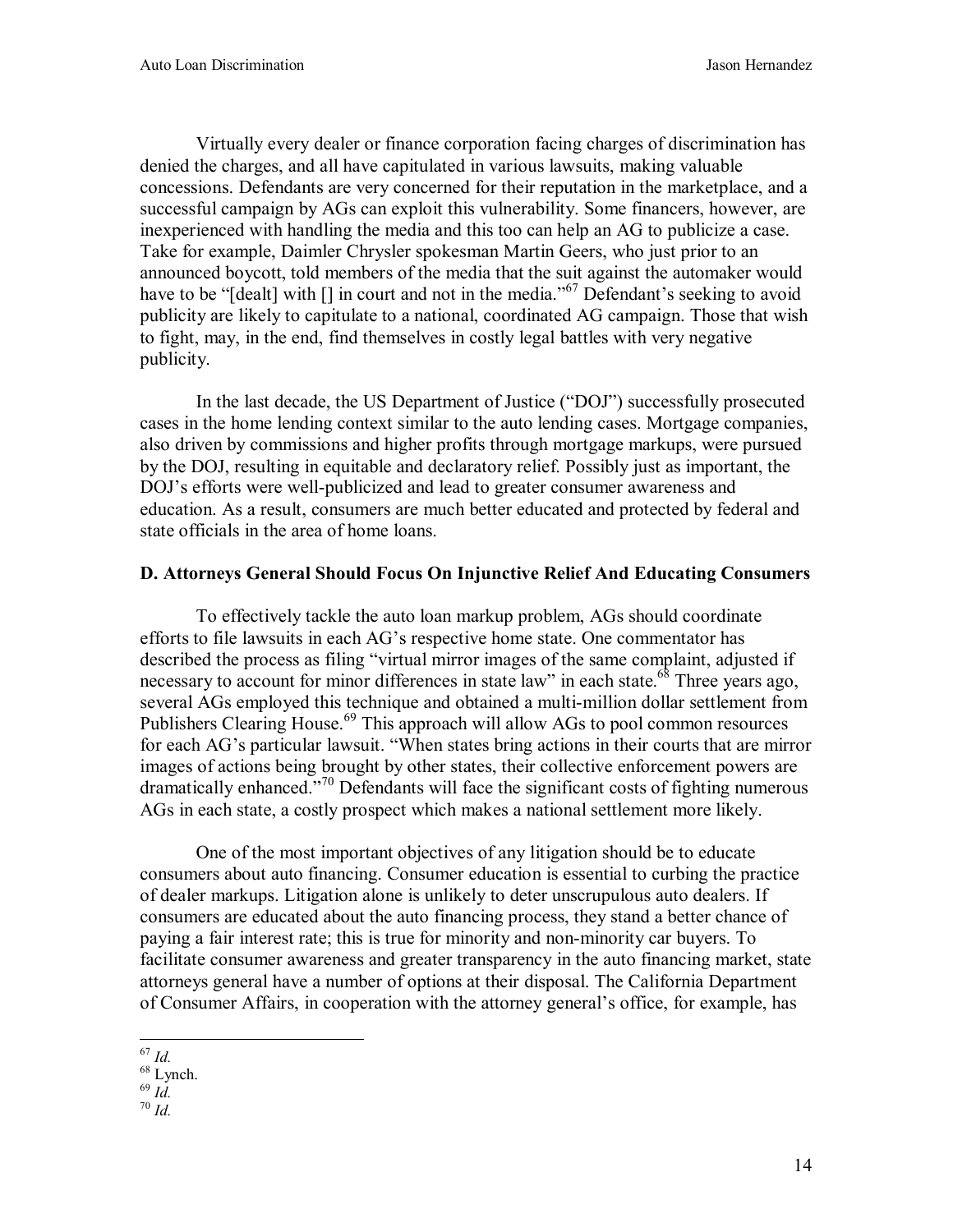Virtually every dealer or finance corporation facing charges of discrimination has denied the charges, and all have capitulated in various lawsuits, making valuable concessions. Defendants are very concerned for their reputation in the marketplace, and a successful campaign by AGs can exploit this vulnerability. Some financers, however, are inexperienced with handling the media and this too can help an AG to publicize a case. Take for example, Daimler Chrysler spokesman Martin Geers, who just prior to an announced boycott, told members of the media that the suit against the automaker would have to be "[dealt] with [] in court and not in the media."[67] Defendant's seeking to avoid publicity are likely to capitulate to a national, coordinated AG campaign. Those that wish to fight, may, in the end, find themselves in costly legal battles with very negative publicity.

In the last decade, the US Department of Justice ("DOJ") successfully prosecuted cases in the home lending context similar to the auto lending cases. Mortgage companies, also driven by commissions and higher profits through mortgage markups, were pursued by the DOJ, resulting in equitable and declaratory relief. Possibly just as important, the DOJ's efforts were well-publicized and lead to greater consumer awareness and education. As a result, consumers are much better educated and protected by federal and state officials in the area of home loans.

### D. Attorneys General Should Focus On Injunctive Relief And Educating Consumers

To effectively tackle the auto loan markup problem, AGs should coordinate efforts to file lawsuits in each AG's respective home state. One commentator has described the process as filing "virtual mirror images of the same complaint, adjusted if necessary to account for minor differences in state law" in each state.[68] Three years ago, several AGs employed this technique and obtained a multi-million dollar settlement from Publishers Clearing House.[69] This approach will allow AGs to pool common resources for each AG's particular lawsuit. "When states bring actions in their courts that are mirror images of actions being brought by other states, their collective enforcement powers are dramatically enhanced."[70] Defendants will face the significant costs of fighting numerous AGs in each state, a costly prospect which makes a national settlement more likely.

One of the most important objectives of any litigation should be to educate consumers about auto financing. Consumer education is essential to curbing the practice of dealer markups. Litigation alone is unlikely to deter unscrupulous auto dealers. If consumers are educated about the auto financing process, they stand a better chance of paying a fair interest rate; this is true for minority and non-minority car buyers. To facilitate consumer awareness and greater transparency in the auto financing market, state attorneys general have a number of options at their disposal. The California Department of Consumer Affairs, in cooperation with the attorney general's office, for example, has

---

[67] *Id.*

[68] Lynch.

[69] *Id.*

[70] *Id.*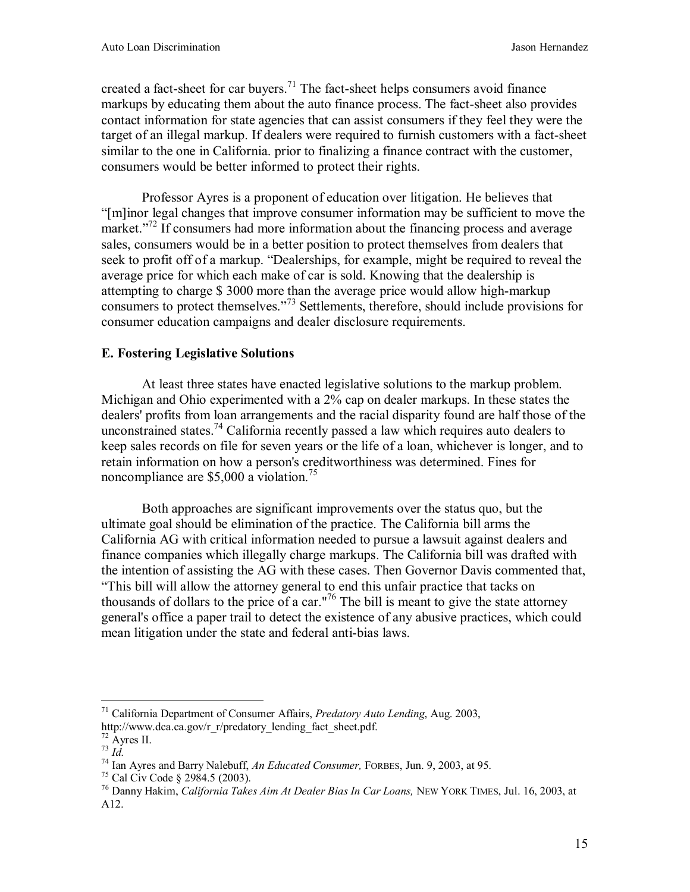created a fact-sheet for car buyers.[71] The fact-sheet helps consumers avoid finance markups by educating them about the auto finance process. The fact-sheet also provides contact information for state agencies that can assist consumers if they feel they were the target of an illegal markup. If dealers were required to furnish customers with a fact-sheet similar to the one in California. prior to finalizing a finance contract with the customer, consumers would be better informed to protect their rights.

Professor Ayres is a proponent of education over litigation. He believes that "[m]inor legal changes that improve consumer information may be sufficient to move the market."[72] If consumers had more information about the financing process and average sales, consumers would be in a better position to protect themselves from dealers that seek to profit off of a markup. "Dealerships, for example, might be required to reveal the average price for which each make of car is sold. Knowing that the dealership is attempting to charge $ 3000 more than the average price would allow high-markup consumers to protect themselves."[73] Settlements, therefore, should include provisions for consumer education campaigns and dealer disclosure requirements.

### E. Fostering Legislative Solutions

At least three states have enacted legislative solutions to the markup problem. Michigan and Ohio experimented with a 2% cap on dealer markups. In these states the dealers' profits from loan arrangements and the racial disparity found are half those of the unconstrained states.[74] California recently passed a law which requires auto dealers to keep sales records on file for seven years or the life of a loan, whichever is longer, and to retain information on how a person's creditworthiness was determined. Fines for noncompliance are $5,000 a violation.[75]

Both approaches are significant improvements over the status quo, but the ultimate goal should be elimination of the practice. The California bill arms the California AG with critical information needed to pursue a lawsuit against dealers and finance companies which illegally charge markups. The California bill was drafted with the intention of assisting the AG with these cases. Then Governor Davis commented that, "This bill will allow the attorney general to end this unfair practice that tacks on thousands of dollars to the price of a car."[76] The bill is meant to give the state attorney general's office a paper trail to detect the existence of any abusive practices, which could mean litigation under the state and federal anti-bias laws.

---

[71] California Department of Consumer Affairs, *Predatory Auto Lending*, Aug. 2003, http://www.dca.ca.gov/r_r/predatory_lending_fact_sheet.pdf.

[72] Ayres II.

[73] *Id.*

[74] Ian Ayres and Barry Nalebuff, *An Educated Consumer,* FORBES, Jun. 9, 2003, at 95.

[75] Cal Civ Code § 2984.5 (2003).

[76] Danny Hakim, *California Takes Aim At Dealer Bias In Car Loans,* NEW YORK TIMES, Jul. 16, 2003, at A12.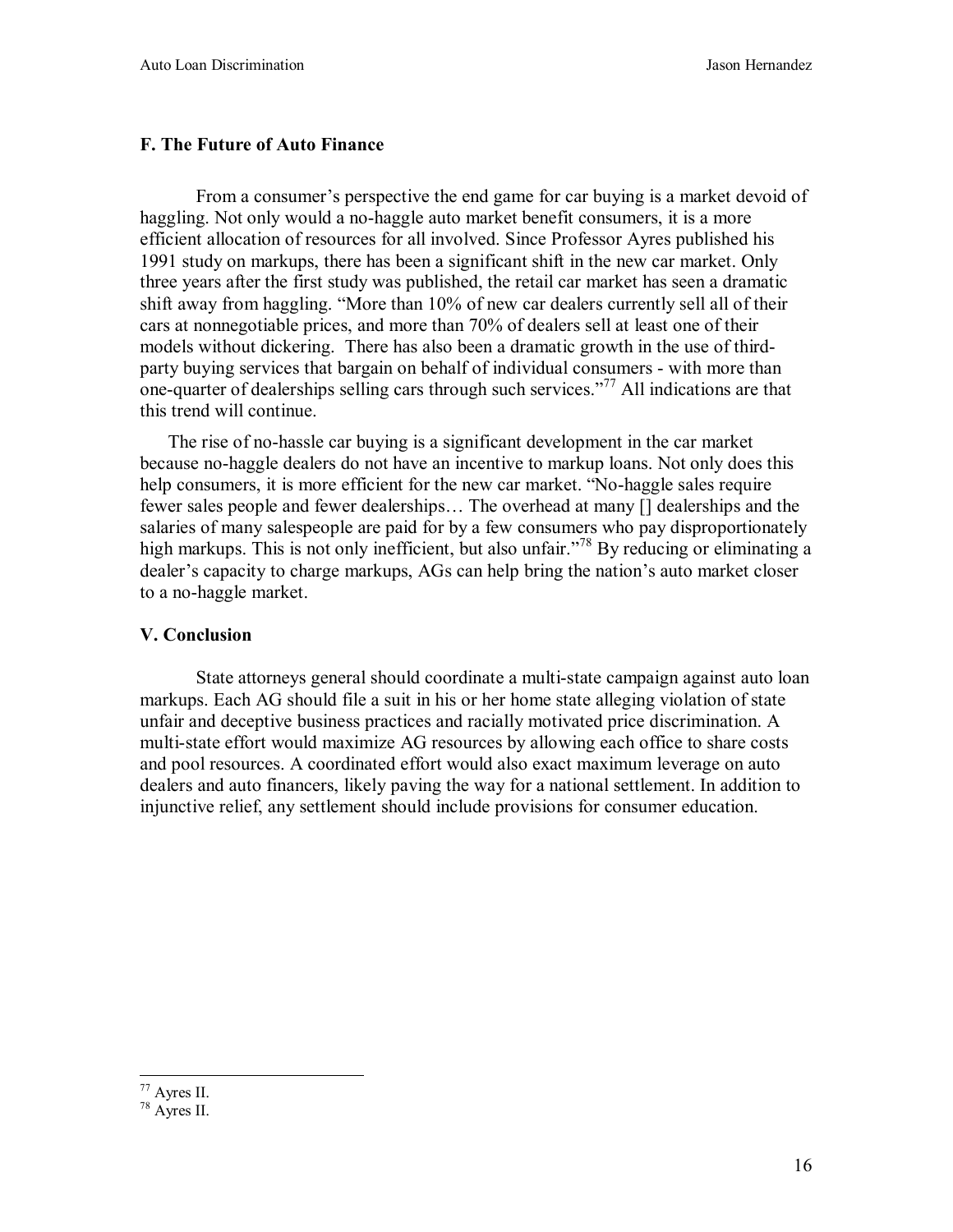### F. The Future of Auto Finance

From a consumer's perspective the end game for car buying is a market devoid of haggling. Not only would a no-haggle auto market benefit consumers, it is a more efficient allocation of resources for all involved. Since Professor Ayres published his 1991 study on markups, there has been a significant shift in the new car market. Only three years after the first study was published, the retail car market has seen a dramatic shift away from haggling. "More than 10% of new car dealers currently sell all of their cars at nonnegotiable prices, and more than 70% of dealers sell at least one of their models without dickering. There has also been a dramatic growth in the use of third-party buying services that bargain on behalf of individual consumers - with more than one-quarter of dealerships selling cars through such services."[77] All indications are that this trend will continue.

The rise of no-hassle car buying is a significant development in the car market because no-haggle dealers do not have an incentive to markup loans. Not only does this help consumers, it is more efficient for the new car market. "No-haggle sales require fewer sales people and fewer dealerships… The overhead at many [] dealerships and the salaries of many salespeople are paid for by a few consumers who pay disproportionately high markups. This is not only inefficient, but also unfair."[78] By reducing or eliminating a dealer's capacity to charge markups, AGs can help bring the nation's auto market closer to a no-haggle market.

## V. Conclusion

State attorneys general should coordinate a multi-state campaign against auto loan markups. Each AG should file a suit in his or her home state alleging violation of state unfair and deceptive business practices and racially motivated price discrimination. A multi-state effort would maximize AG resources by allowing each office to share costs and pool resources. A coordinated effort would also exact maximum leverage on auto dealers and auto financers, likely paving the way for a national settlement. In addition to injunctive relief, any settlement should include provisions for consumer education.

---

[77] Ayres II.

[78] Ayres II.